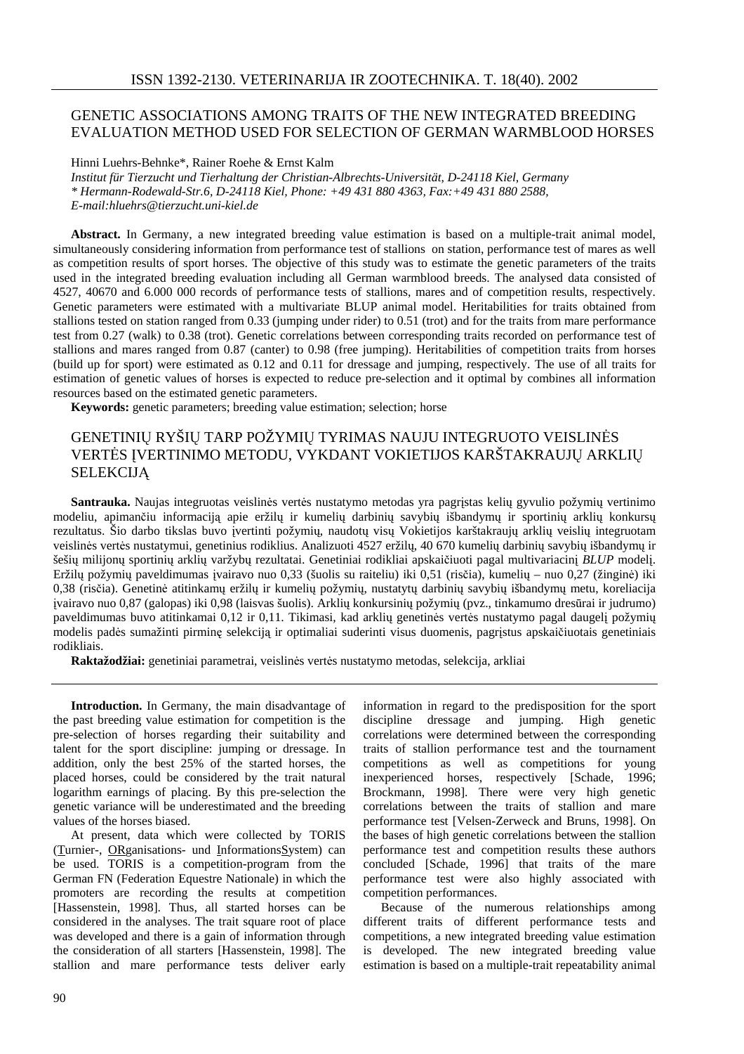# GENETIC ASSOCIATIONS AMONG TRAITS OF THE NEW INTEGRATED BREEDING EVALUATION METHOD USED FOR SELECTION OF GERMAN WARMBLOOD HORSES

Hinni Luehrs-Behnke*, Rainer Roehe & Ernst Kalm

*Institut für Tierzucht und Tierhaltung der Christian-Albrechts-Universität, D-24118 Kiel, Germany*
*\* Hermann-Rodewald-Str.6, D-24118 Kiel, Phone: +49 431 880 4363, Fax:+49 431 880 2588, E-mail:hluehrs@tierzucht.uni-kiel.de*

**Abstract.** In Germany, a new integrated breeding value estimation is based on a multiple-trait animal model, simultaneously considering information from performance test of stallions on station, performance test of mares as well as competition results of sport horses. The objective of this study was to estimate the genetic parameters of the traits used in the integrated breeding evaluation including all German warmblood breeds. The analysed data consisted of 4527, 40670 and 6.000 000 records of performance tests of stallions, mares and of competition results, respectively. Genetic parameters were estimated with a multivariate BLUP animal model. Heritabilities for traits obtained from stallions tested on station ranged from 0.33 (jumping under rider) to 0.51 (trot) and for the traits from mare performance test from 0.27 (walk) to 0.38 (trot). Genetic correlations between corresponding traits recorded on performance test of stallions and mares ranged from 0.87 (canter) to 0.98 (free jumping). Heritabilities of competition traits from horses (build up for sport) were estimated as 0.12 and 0.11 for dressage and jumping, respectively. The use of all traits for estimation of genetic values of horses is expected to reduce pre-selection and it optimal by combines all information resources based on the estimated genetic parameters.

**Keywords:** genetic parameters; breeding value estimation; selection; horse

# GENETINIŲ RYŠIŲ TARP POŽYMIŲ TYRIMAS NAUJU INTEGRUOTO VEISLINĖS VERTĖS ĮVERTINIMO METODU, VYKDANT VOKIETIJOS KARŠTAKRAUJŲ ARKLIŲ SELEKCIJĄ

**Santrauka.** Naujas integruotas veislinės vertės nustatymo metodas yra pagrįstas kelių gyvulio požymių vertinimo modeliu, apimančiu informaciją apie eržilų ir kumelių darbinių savybių išbandymų ir sportinių arklių konkursų rezultatus. Šio darbo tikslas buvo įvertinti požymių, naudotų visų Vokietijos karštakraujų arklių veislių integruotam veislinės vertės nustatymui, genetinius rodiklius. Analizuoti 4527 eržilų, 40 670 kumelių darbinių savybių išbandymų ir šešių milijonų sportinių arklių varžybų rezultatai. Genetiniai rodikliai apskaičiuoti pagal multivariacinį *BLUP* modelį. Eržilų požymių paveldimumas įvairavo nuo 0,33 (šuolis su raiteliu) iki 0,51 (risčia), kumelių – nuo 0,27 (žinginė) iki 0,38 (risčia). Genetinė atitinkamų eržilų ir kumelių požymių, nustatytų darbinių savybių išbandymų metu, koreliacija įvairavo nuo 0,87 (galopas) iki 0,98 (laisvas šuolis). Arklių konkursinių požymių (pvz., tinkamumo dresūrai ir judrumo) paveldimumas buvo atitinkamai 0,12 ir 0,11. Tikimasi, kad arklių genetinės vertės nustatymo pagal daugelį požymių modelis padės sumažinti pirminę selekciją ir optimaliai suderinti visus duomenis, pagrįstus apskaičiuotais genetiniais rodikliais.

**Raktažodžiai:** genetiniai parametrai, veislinės vertės nustatymo metodas, selekcija, arkliai

**Introduction.** In Germany, the main disadvantage of the past breeding value estimation for competition is the pre-selection of horses regarding their suitability and talent for the sport discipline: jumping or dressage. In addition, only the best 25% of the started horses, the placed horses, could be considered by the trait natural logarithm earnings of placing. By this pre-selection the genetic variance will be underestimated and the breeding values of the horses biased.

At present, data which were collected by TORIS (Turnier-, ORganisations- und InformationsSystem) can be used. TORIS is a competition-program from the German FN (Federation Equestre Nationale) in which the promoters are recording the results at competition [Hassenstein, 1998]. Thus, all started horses can be considered in the analyses. The trait square root of place was developed and there is a gain of information through the consideration of all starters [Hassenstein, 1998]. The stallion and mare performance tests deliver early information in regard to the predisposition for the sport discipline dressage and jumping. High genetic correlations were determined between the corresponding traits of stallion performance test and the tournament competitions as well as competitions for young inexperienced horses, respectively [Schade, 1996; Brockmann, 1998]. There were very high genetic correlations between the traits of stallion and mare performance test [Velsen-Zerweck and Bruns, 1998]. On the bases of high genetic correlations between the stallion performance test and competition results these authors concluded [Schade, 1996] that traits of the mare performance test were also highly associated with competition performances.

Because of the numerous relationships among different traits of different performance tests and competitions, a new integrated breeding value estimation is developed. The new integrated breeding value estimation is based on a multiple-trait repeatability animal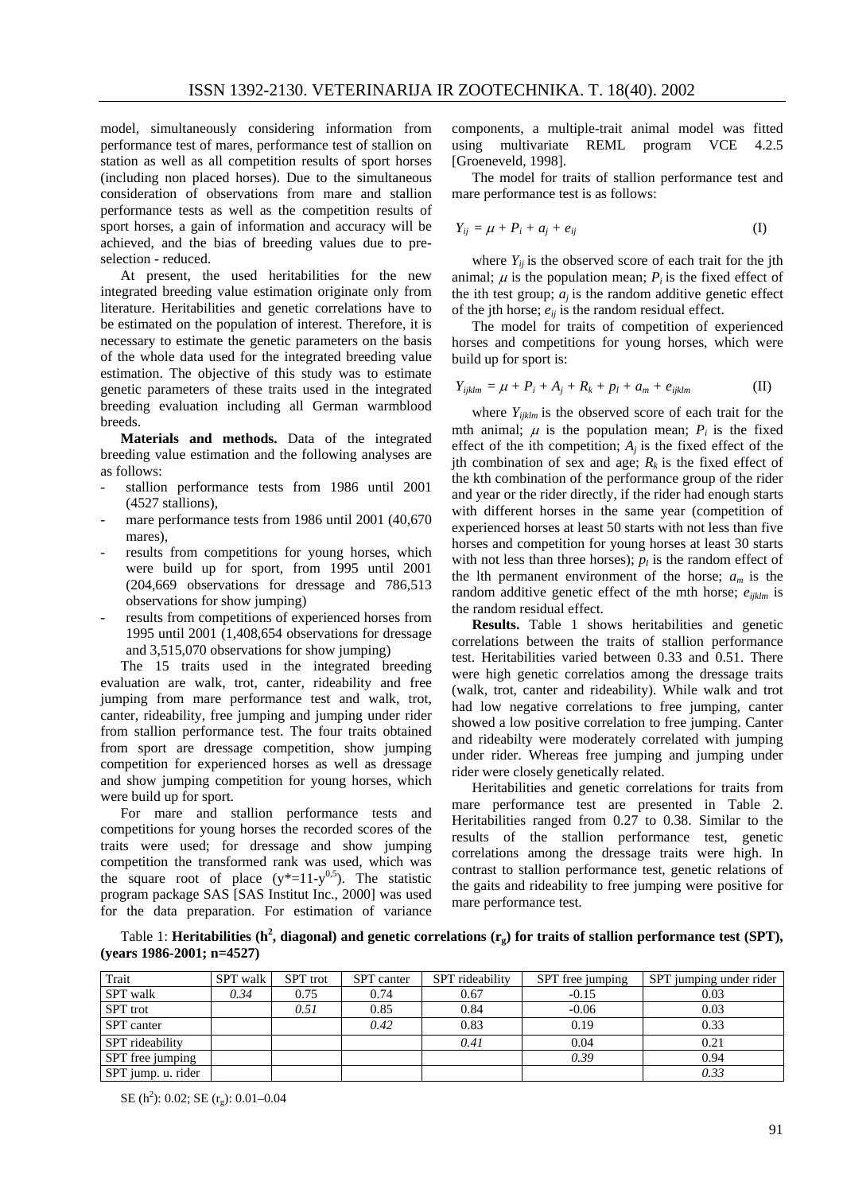model, simultaneously considering information from performance test of mares, performance test of stallion on station as well as all competition results of sport horses (including non placed horses). Due to the simultaneous consideration of observations from mare and stallion performance tests as well as the competition results of sport horses, a gain of information and accuracy will be achieved, and the bias of breeding values due to pre-selection - reduced.

At present, the used heritabilities for the new integrated breeding value estimation originate only from literature. Heritabilities and genetic correlations have to be estimated on the population of interest. Therefore, it is necessary to estimate the genetic parameters on the basis of the whole data used for the integrated breeding value estimation. The objective of this study was to estimate genetic parameters of these traits used in the integrated breeding evaluation including all German warmblood breeds.

**Materials and methods.** Data of the integrated breeding value estimation and the following analyses are as follows:

- stallion performance tests from 1986 until 2001 (4527 stallions),
- mare performance tests from 1986 until 2001 (40,670 mares),
- results from competitions for young horses, which were build up for sport, from 1995 until 2001 (204,669 observations for dressage and 786,513 observations for show jumping)
- results from competitions of experienced horses from 1995 until 2001 (1,408,654 observations for dressage and 3,515,070 observations for show jumping)

The 15 traits used in the integrated breeding evaluation are walk, trot, canter, rideability and free jumping from mare performance test and walk, trot, canter, rideability, free jumping and jumping under rider from stallion performance test. The four traits obtained from sport are dressage competition, show jumping competition for experienced horses as well as dressage and show jumping competition for young horses, which were build up for sport.

For mare and stallion performance tests and competitions for young horses the recorded scores of the traits were used; for dressage and show jumping competition the transformed rank was used, which was the square root of place ($y^{*}=11-y^{0,5}$). The statistic program package SAS [SAS Institut Inc., 2000] was used for the data preparation. For estimation of variance components, a multiple-trait animal model was fitted using multivariate REML program VCE 4.2.5 [Groeneveld, 1998].

The model for traits of stallion performance test and mare performance test is as follows:

$$Y_{ij} = \mu + P_i + a_j + e_{ij} \qquad \text{(I)}$$

where $Y_{ij}$ is the observed score of each trait for the jth animal; $\mu$ is the population mean; $P_i$ is the fixed effect of the ith test group; $a_j$ is the random additive genetic effect of the jth horse; $e_{ij}$ is the random residual effect.

The model for traits of competition of experienced horses and competitions for young horses, which were build up for sport is:

$$Y_{ijklm} = \mu + P_i + A_j + R_k + p_l + a_m + e_{ijklm} \qquad \text{(II)}$$

where $Y_{ijklm}$ is the observed score of each trait for the mth animal; $\mu$ is the population mean; $P_i$ is the fixed effect of the ith competition; $A_j$ is the fixed effect of the jth combination of sex and age; $R_k$ is the fixed effect of the kth combination of the performance group of the rider and year or the rider directly, if the rider had enough starts with different horses in the same year (competition of experienced horses at least 50 starts with not less than five horses and competition for young horses at least 30 starts with not less than three horses); $p_l$ is the random effect of the lth permanent environment of the horse; $a_m$ is the random additive genetic effect of the mth horse; $e_{ijklm}$ is the random residual effect.

**Results.** Table 1 shows heritabilities and genetic correlations between the traits of stallion performance test. Heritabilities varied between 0.33 and 0.51. There were high genetic correlatios among the dressage traits (walk, trot, canter and rideability). While walk and trot had low negative correlations to free jumping, canter showed a low positive correlation to free jumping. Canter and rideabilty were moderately correlated with jumping under rider. Whereas free jumping and jumping under rider were closely genetically related.

Heritabilities and genetic correlations for traits from mare performance test are presented in Table 2. Heritabilities ranged from 0.27 to 0.38. Similar to the results of the stallion performance test, genetic correlations among the dressage traits were high. In contrast to stallion performance test, genetic relations of the gaits and rideability to free jumping were positive for mare performance test.

Table 1: **Heritabilities ($h^2$, diagonal) and genetic correlations ($r_g$) for traits of stallion performance test (SPT), (years 1986-2001; n=4527)**

| Trait | SPT walk | SPT trot | SPT canter | SPT rideability | SPT free jumping | SPT jumping under rider |
|---|---|---|---|---|---|---|
| SPT walk | *0.34* | 0.75 | 0.74 | 0.67 | -0.15 | 0.03 |
| SPT trot | | *0.51* | 0.85 | 0.84 | -0.06 | 0.03 |
| SPT canter | | | *0.42* | 0.83 | 0.19 | 0.33 |
| SPT rideability | | | | *0.41* | 0.04 | 0.21 |
| SPT free jumping | | | | | *0.39* | 0.94 |
| SPT jump. u. rider | | | | | | *0.33* |

SE ($h^2$): 0.02; SE ($r_g$): 0.01–0.04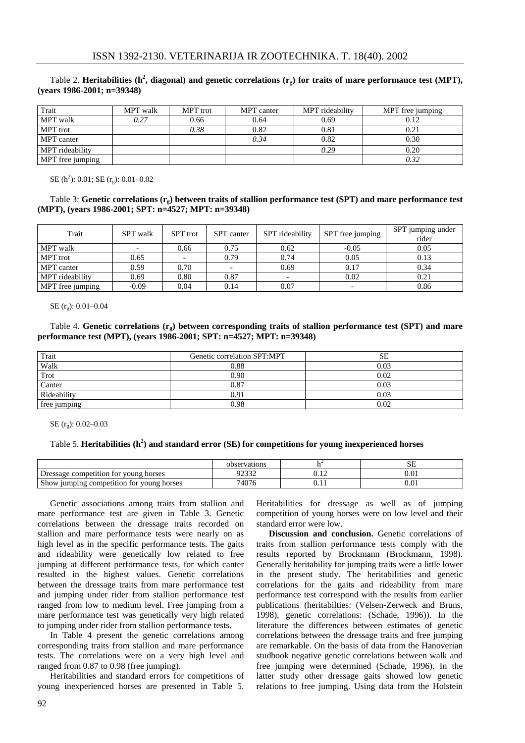Table 2. **Heritabilities ($h^2$, diagonal) and genetic correlations ($r_g$) for traits of mare performance test (MPT), (years 1986-2001; n=39348)**

| Trait | MPT walk | MPT trot | MPT canter | MPT rideability | MPT free jumping |
|---|---|---|---|---|---|
| MPT walk | *0.27* | 0.66 | 0.64 | 0.69 | 0.12 |
| MPT trot | | *0.38* | 0.82 | 0.81 | 0.21 |
| MPT canter | | | *0.34* | 0.82 | 0.30 |
| MPT rideability | | | | *0.29* | 0.20 |
| MPT free jumping | | | | | *0.32* |

SE ($h^2$): 0.01; SE ($r_g$): 0.01–0.02

Table 3: **Genetic correlations ($r_g$) between traits of stallion performance test (SPT) and mare performance test (MPT), (years 1986-2001; SPT: n=4527; MPT: n=39348)**

| Trait | SPT walk | SPT trot | SPT canter | SPT rideability | SPT free jumping | SPT jumping under rider |
|---|---|---|---|---|---|---|
| MPT walk | - | 0.66 | 0.75 | 0.62 | -0.05 | 0.05 |
| MPT trot | 0.65 | - | 0.79 | 0.74 | 0.05 | 0.13 |
| MPT canter | 0.59 | 0.70 | - | 0.69 | 0.17 | 0.34 |
| MPT rideability | 0.69 | 0.80 | 0.87 | - | 0.02 | 0.21 |
| MPT free jumping | -0.09 | 0.04 | 0.14 | 0.07 | - | 0.86 |

SE ($r_g$): 0.01–0.04

Table 4. **Genetic correlations ($r_g$) between corresponding traits of stallion performance test (SPT) and mare performance test (MPT), (years 1986-2001; SPT: n=4527; MPT: n=39348)**

| Trait | Genetic correlation SPT:MPT | SE |
|---|---|---|
| Walk | 0.88 | 0.03 |
| Trot | 0.90 | 0.02 |
| Canter | 0.87 | 0.03 |
| Rideability | 0.91 | 0.03 |
| free jumping | 0.98 | 0.02 |

SE ($r_g$): 0.02–0.03

Table 5. **Heritabilities ($h^2$) and standard error (SE) for competitions for young inexperienced horses**

| | observations | $h^2$ | SE |
|---|---|---|---|
| Dressage competition for young horses | 92332 | 0.12 | 0.01 |
| Show jumping competition for young horses | 74076 | 0.11 | 0.01 |

Genetic associations among traits from stallion and mare performance test are given in Table 3. Genetic correlations between the dressage traits recorded on stallion and mare performance tests were nearly on as high level as in the specific performance tests. The gaits and rideability were genetically low related to free jumping at different performance tests, for which canter resulted in the highest values. Genetic correlations between the dressage traits from mare performance test and jumping under rider from stallion performance test ranged from low to medium level. Free jumping from a mare performance test was genetically very high related to jumping under rider from stallion performance tests.

In Table 4 present the genetic correlations among corresponding traits from stallion and mare performance tests. The correlations were on a very high level and ranged from 0.87 to 0.98 (free jumping).

Heritabilities and standard errors for competitions of young inexperienced horses are presented in Table 5. Heritabilities for dressage as well as of jumping competition of young horses were on low level and their standard error were low.

**Discussion and conclusion.** Genetic correlations of traits from stallion performance tests comply with the results reported by Brockmann (Brockmann, 1998). Generally heritability for jumping traits were a little lower in the present study. The heritabilities and genetic correlations for the gaits and rideability from mare performance test correspond with the results from earlier publications (heritabilties: (Velsen-Zerweck and Bruns, 1998), genetic correlations: (Schade, 1996)). In the literature the differences between estimates of genetic correlations between the dressage traits and free jumping are remarkable. On the basis of data from the Hanoverian studbook negative genetic correlations between walk and free jumping were determined (Schade, 1996). In the latter study other dressage gaits showed low genetic relations to free jumping. Using data from the Holstein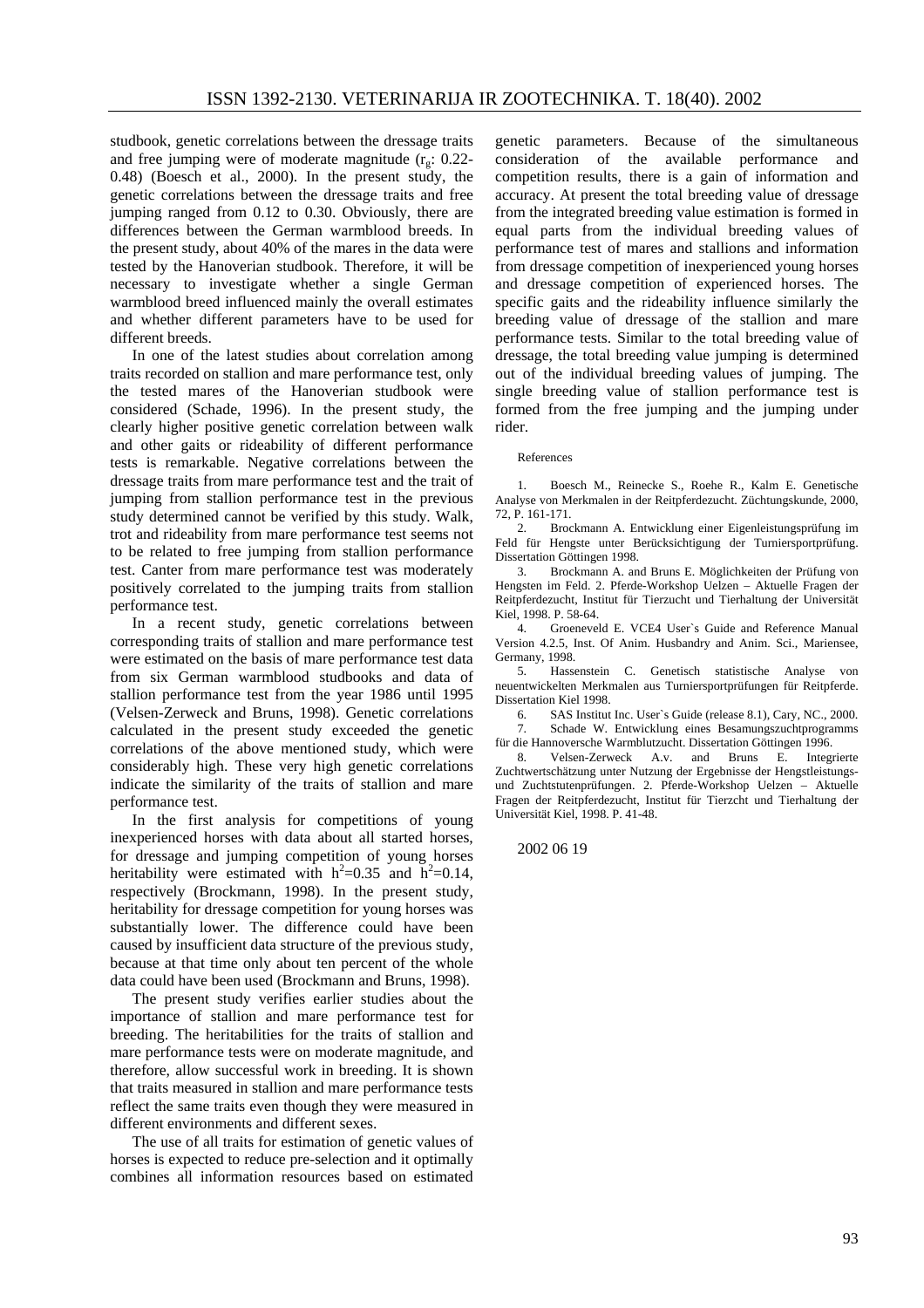studbook, genetic correlations between the dressage traits and free jumping were of moderate magnitude ($r_g$: 0.22-0.48) (Boesch et al., 2000). In the present study, the genetic correlations between the dressage traits and free jumping ranged from 0.12 to 0.30. Obviously, there are differences between the German warmblood breeds. In the present study, about 40% of the mares in the data were tested by the Hanoverian studbook. Therefore, it will be necessary to investigate whether a single German warmblood breed influenced mainly the overall estimates and whether different parameters have to be used for different breeds.

In one of the latest studies about correlation among traits recorded on stallion and mare performance test, only the tested mares of the Hanoverian studbook were considered (Schade, 1996). In the present study, the clearly higher positive genetic correlation between walk and other gaits or rideability of different performance tests is remarkable. Negative correlations between the dressage traits from mare performance test and the trait of jumping from stallion performance test in the previous study determined cannot be verified by this study. Walk, trot and rideability from mare performance test seems not to be related to free jumping from stallion performance test. Canter from mare performance test was moderately positively correlated to the jumping traits from stallion performance test.

In a recent study, genetic correlations between corresponding traits of stallion and mare performance test were estimated on the basis of mare performance test data from six German warmblood studbooks and data of stallion performance test from the year 1986 until 1995 (Velsen-Zerweck and Bruns, 1998). Genetic correlations calculated in the present study exceeded the genetic correlations of the above mentioned study, which were considerably high. These very high genetic correlations indicate the similarity of the traits of stallion and mare performance test.

In the first analysis for competitions of young inexperienced horses with data about all started horses, for dressage and jumping competition of young horses heritability were estimated with $h^2$=0.35 and $h^2$=0.14, respectively (Brockmann, 1998). In the present study, heritability for dressage competition for young horses was substantially lower. The difference could have been caused by insufficient data structure of the previous study, because at that time only about ten percent of the whole data could have been used (Brockmann and Bruns, 1998).

The present study verifies earlier studies about the importance of stallion and mare performance test for breeding. The heritabilities for the traits of stallion and mare performance tests were on moderate magnitude, and therefore, allow successful work in breeding. It is shown that traits measured in stallion and mare performance tests reflect the same traits even though they were measured in different environments and different sexes.

The use of all traits for estimation of genetic values of horses is expected to reduce pre-selection and it optimally combines all information resources based on estimated genetic parameters. Because of the simultaneous consideration of the available performance and competition results, there is a gain of information and accuracy. At present the total breeding value of dressage from the integrated breeding value estimation is formed in equal parts from the individual breeding values of performance test of mares and stallions and information from dressage competition of inexperienced young horses and dressage competition of experienced horses. The specific gaits and the rideability influence similarly the breeding value of dressage of the stallion and mare performance tests. Similar to the total breeding value of dressage, the total breeding value jumping is determined out of the individual breeding values of jumping. The single breeding value of stallion performance test is formed from the free jumping and the jumping under rider.

References

1. Boesch M., Reinecke S., Roehe R., Kalm E. Genetische Analyse von Merkmalen in der Reitpferdezucht. Züchtungskunde, 2000, 72, P. 161-171.
2. Brockmann A. Entwicklung einer Eigenleistungsprüfung im Feld für Hengste unter Berücksichtigung der Turniersportprüfung. Dissertation Göttingen 1998.
3. Brockmann A. and Bruns E. Möglichkeiten der Prüfung von Hengsten im Feld. 2. Pferde-Workshop Uelzen – Aktuelle Fragen der Reitpferdezucht, Institut für Tierzucht und Tierhaltung der Universität Kiel, 1998. P. 58-64.
4. Groeneveld E. VCE4 User`s Guide and Reference Manual Version 4.2.5, Inst. Of Anim. Husbandry and Anim. Sci., Mariensee, Germany, 1998.
5. Hassenstein C. Genetisch statistische Analyse von neuentwickelten Merkmalen aus Turniersportprüfungen für Reitpferde. Dissertation Kiel 1998.
6. SAS Institut Inc. User`s Guide (release 8.1), Cary, NC., 2000.
7. Schade W. Entwicklung eines Besamungszuchtprogramms für die Hannoversche Warmblutzucht. Dissertation Göttingen 1996.
8. Velsen-Zerweck A.v. and Bruns E. Integrierte Zuchtwertschätzung unter Nutzung der Ergebnisse der Hengstleistungs- und Zuchtstutenprüfungen. 2. Pferde-Workshop Uelzen – Aktuelle Fragen der Reitpferdezucht, Institut für Tierzcht und Tierhaltung der Universität Kiel, 1998. P. 41-48.

2002 06 19